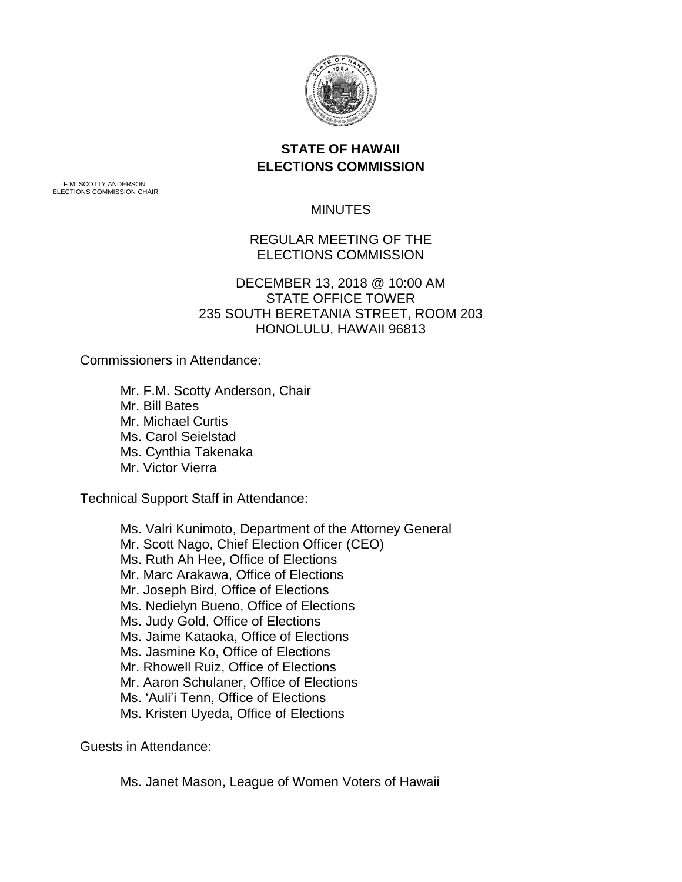**STATE OF HAWAII**
**ELECTIONS COMMISSION**

F.M. SCOTTY ANDERSON
ELECTIONS COMMISSION CHAIR

MINUTES

REGULAR MEETING OF THE
ELECTIONS COMMISSION

DECEMBER 13, 2018 @ 10:00 AM
STATE OFFICE TOWER
235 SOUTH BERETANIA STREET, ROOM 203
HONOLULU, HAWAII 96813

Commissioners in Attendance:

Mr. F.M. Scotty Anderson, Chair
Mr. Bill Bates
Mr. Michael Curtis
Ms. Carol Seielstad
Ms. Cynthia Takenaka
Mr. Victor Vierra

Technical Support Staff in Attendance:

Ms. Valri Kunimoto, Department of the Attorney General
Mr. Scott Nago, Chief Election Officer (CEO)
Ms. Ruth Ah Hee, Office of Elections
Mr. Marc Arakawa, Office of Elections
Mr. Joseph Bird, Office of Elections
Ms. Nedielyn Bueno, Office of Elections
Ms. Judy Gold, Office of Elections
Ms. Jaime Kataoka, Office of Elections
Ms. Jasmine Ko, Office of Elections
Mr. Rhowell Ruiz, Office of Elections
Mr. Aaron Schulaner, Office of Elections
Ms. ʻAuliʻi Tenn, Office of Elections
Ms. Kristen Uyeda, Office of Elections

Guests in Attendance:

Ms. Janet Mason, League of Women Voters of Hawaii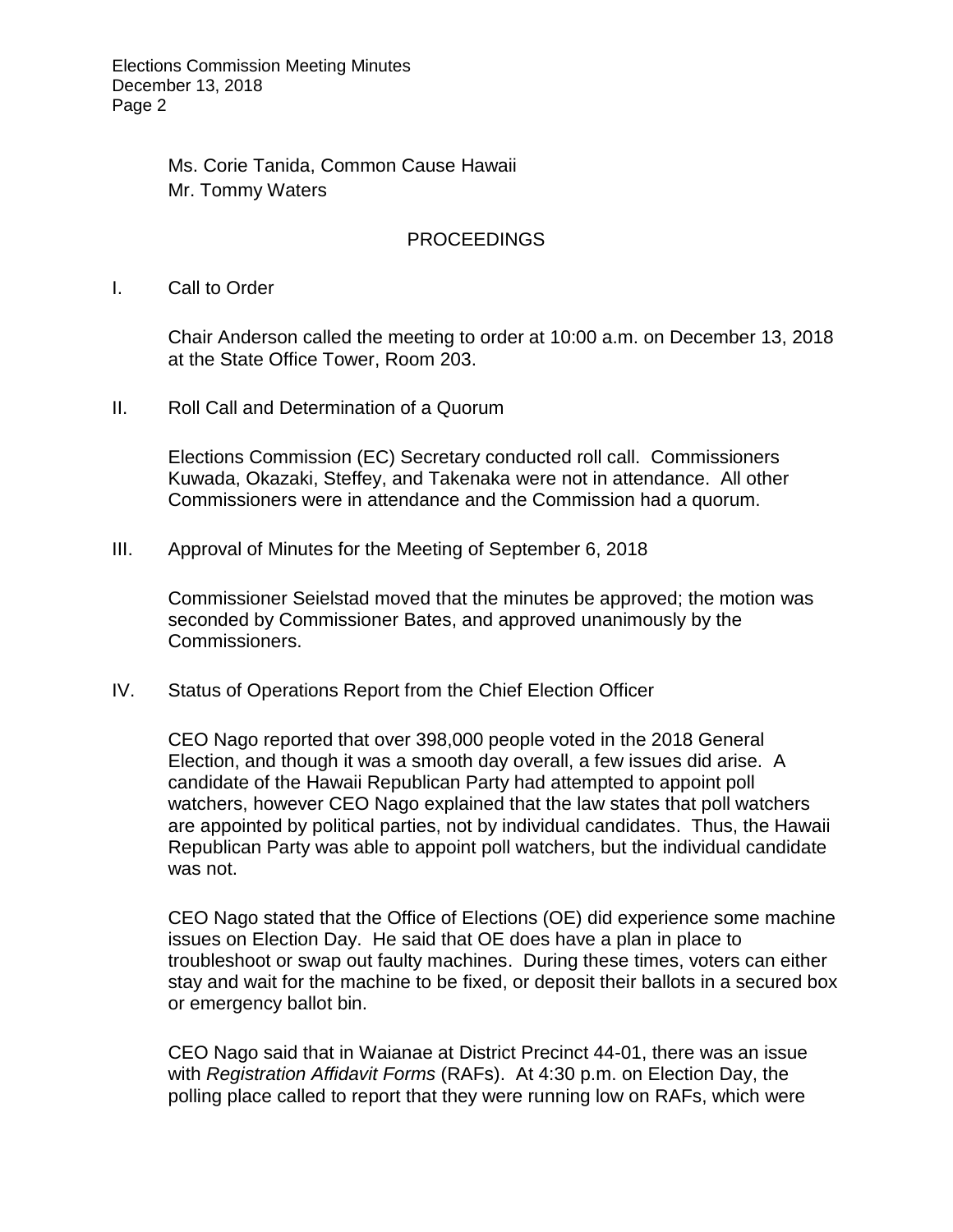Ms. Corie Tanida, Common Cause Hawaii
Mr. Tommy Waters

## PROCEEDINGS

I. Call to Order

Chair Anderson called the meeting to order at 10:00 a.m. on December 13, 2018 at the State Office Tower, Room 203.

II. Roll Call and Determination of a Quorum

Elections Commission (EC) Secretary conducted roll call. Commissioners Kuwada, Okazaki, Steffey, and Takenaka were not in attendance. All other Commissioners were in attendance and the Commission had a quorum.

III. Approval of Minutes for the Meeting of September 6, 2018

Commissioner Seielstad moved that the minutes be approved; the motion was seconded by Commissioner Bates, and approved unanimously by the Commissioners.

IV. Status of Operations Report from the Chief Election Officer

CEO Nago reported that over 398,000 people voted in the 2018 General Election, and though it was a smooth day overall, a few issues did arise. A candidate of the Hawaii Republican Party had attempted to appoint poll watchers, however CEO Nago explained that the law states that poll watchers are appointed by political parties, not by individual candidates. Thus, the Hawaii Republican Party was able to appoint poll watchers, but the individual candidate was not.

CEO Nago stated that the Office of Elections (OE) did experience some machine issues on Election Day. He said that OE does have a plan in place to troubleshoot or swap out faulty machines. During these times, voters can either stay and wait for the machine to be fixed, or deposit their ballots in a secured box or emergency ballot bin.

CEO Nago said that in Waianae at District Precinct 44-01, there was an issue with *Registration Affidavit Forms* (RAFs). At 4:30 p.m. on Election Day, the polling place called to report that they were running low on RAFs, which were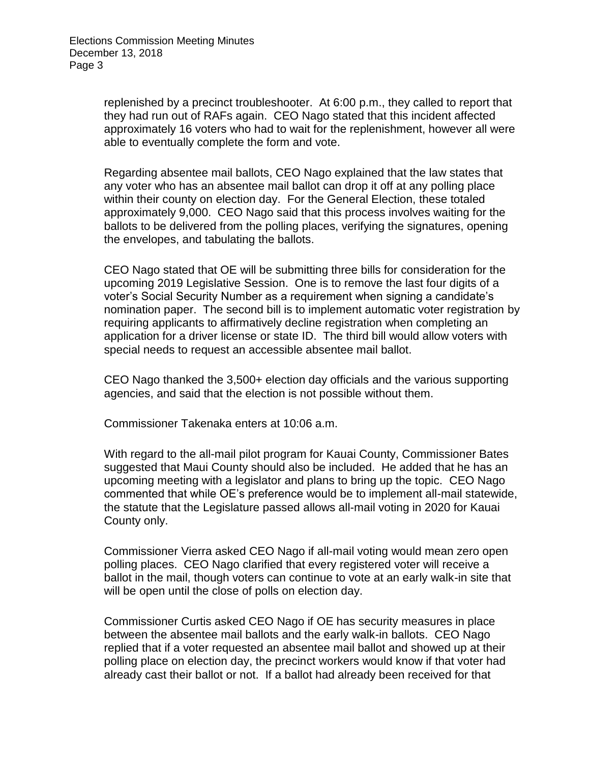replenished by a precinct troubleshooter. At 6:00 p.m., they called to report that they had run out of RAFs again. CEO Nago stated that this incident affected approximately 16 voters who had to wait for the replenishment, however all were able to eventually complete the form and vote.

Regarding absentee mail ballots, CEO Nago explained that the law states that any voter who has an absentee mail ballot can drop it off at any polling place within their county on election day. For the General Election, these totaled approximately 9,000. CEO Nago said that this process involves waiting for the ballots to be delivered from the polling places, verifying the signatures, opening the envelopes, and tabulating the ballots.

CEO Nago stated that OE will be submitting three bills for consideration for the upcoming 2019 Legislative Session. One is to remove the last four digits of a voter's Social Security Number as a requirement when signing a candidate's nomination paper. The second bill is to implement automatic voter registration by requiring applicants to affirmatively decline registration when completing an application for a driver license or state ID. The third bill would allow voters with special needs to request an accessible absentee mail ballot.

CEO Nago thanked the 3,500+ election day officials and the various supporting agencies, and said that the election is not possible without them.

Commissioner Takenaka enters at 10:06 a.m.

With regard to the all-mail pilot program for Kauai County, Commissioner Bates suggested that Maui County should also be included. He added that he has an upcoming meeting with a legislator and plans to bring up the topic. CEO Nago commented that while OE's preference would be to implement all-mail statewide, the statute that the Legislature passed allows all-mail voting in 2020 for Kauai County only.

Commissioner Vierra asked CEO Nago if all-mail voting would mean zero open polling places. CEO Nago clarified that every registered voter will receive a ballot in the mail, though voters can continue to vote at an early walk-in site that will be open until the close of polls on election day.

Commissioner Curtis asked CEO Nago if OE has security measures in place between the absentee mail ballots and the early walk-in ballots. CEO Nago replied that if a voter requested an absentee mail ballot and showed up at their polling place on election day, the precinct workers would know if that voter had already cast their ballot or not. If a ballot had already been received for that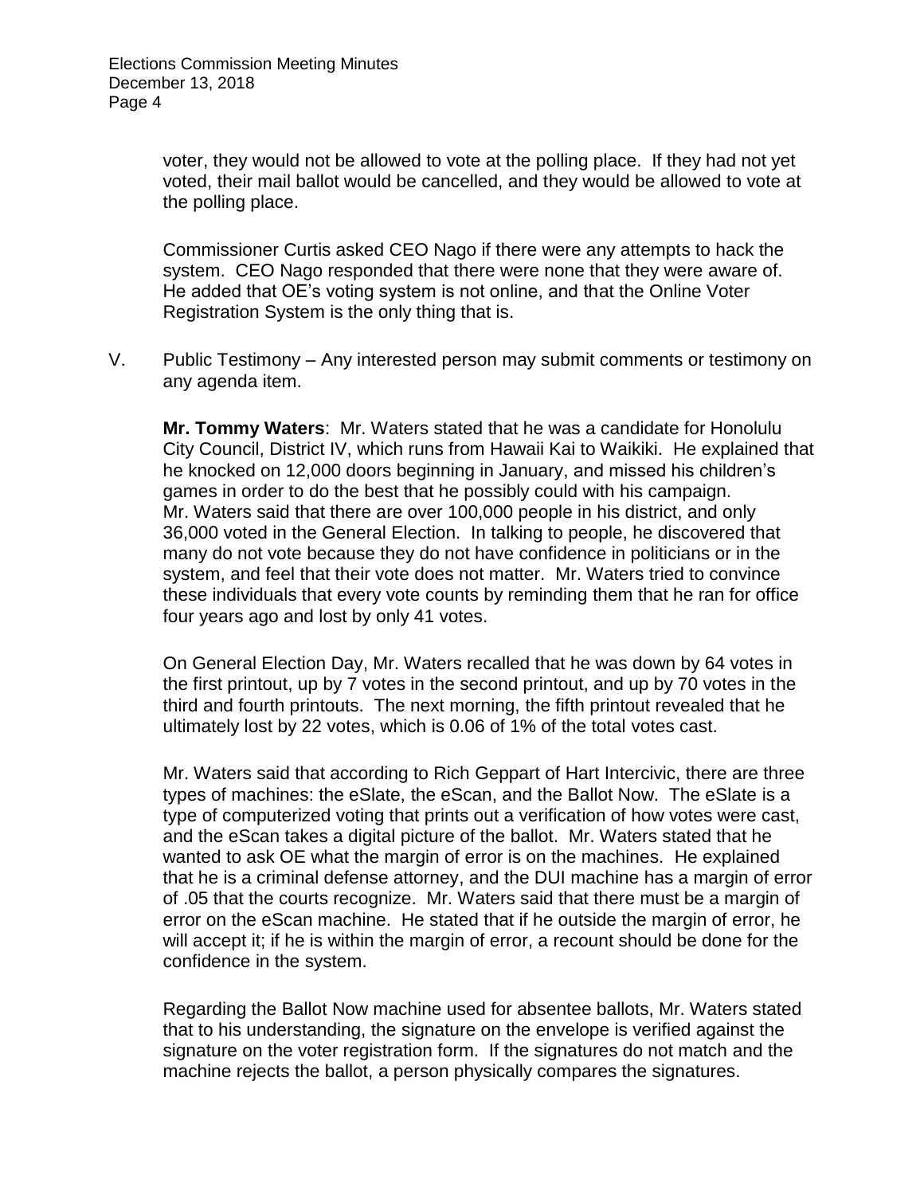voter, they would not be allowed to vote at the polling place. If they had not yet voted, their mail ballot would be cancelled, and they would be allowed to vote at the polling place.

Commissioner Curtis asked CEO Nago if there were any attempts to hack the system. CEO Nago responded that there were none that they were aware of. He added that OE's voting system is not online, and that the Online Voter Registration System is the only thing that is.

V. Public Testimony – Any interested person may submit comments or testimony on any agenda item.

**Mr. Tommy Waters**: Mr. Waters stated that he was a candidate for Honolulu City Council, District IV, which runs from Hawaii Kai to Waikiki. He explained that he knocked on 12,000 doors beginning in January, and missed his children's games in order to do the best that he possibly could with his campaign. Mr. Waters said that there are over 100,000 people in his district, and only 36,000 voted in the General Election. In talking to people, he discovered that many do not vote because they do not have confidence in politicians or in the system, and feel that their vote does not matter. Mr. Waters tried to convince these individuals that every vote counts by reminding them that he ran for office four years ago and lost by only 41 votes.

On General Election Day, Mr. Waters recalled that he was down by 64 votes in the first printout, up by 7 votes in the second printout, and up by 70 votes in the third and fourth printouts. The next morning, the fifth printout revealed that he ultimately lost by 22 votes, which is 0.06 of 1% of the total votes cast.

Mr. Waters said that according to Rich Geppart of Hart Intercivic, there are three types of machines: the eSlate, the eScan, and the Ballot Now. The eSlate is a type of computerized voting that prints out a verification of how votes were cast, and the eScan takes a digital picture of the ballot. Mr. Waters stated that he wanted to ask OE what the margin of error is on the machines. He explained that he is a criminal defense attorney, and the DUI machine has a margin of error of .05 that the courts recognize. Mr. Waters said that there must be a margin of error on the eScan machine. He stated that if he outside the margin of error, he will accept it; if he is within the margin of error, a recount should be done for the confidence in the system.

Regarding the Ballot Now machine used for absentee ballots, Mr. Waters stated that to his understanding, the signature on the envelope is verified against the signature on the voter registration form. If the signatures do not match and the machine rejects the ballot, a person physically compares the signatures.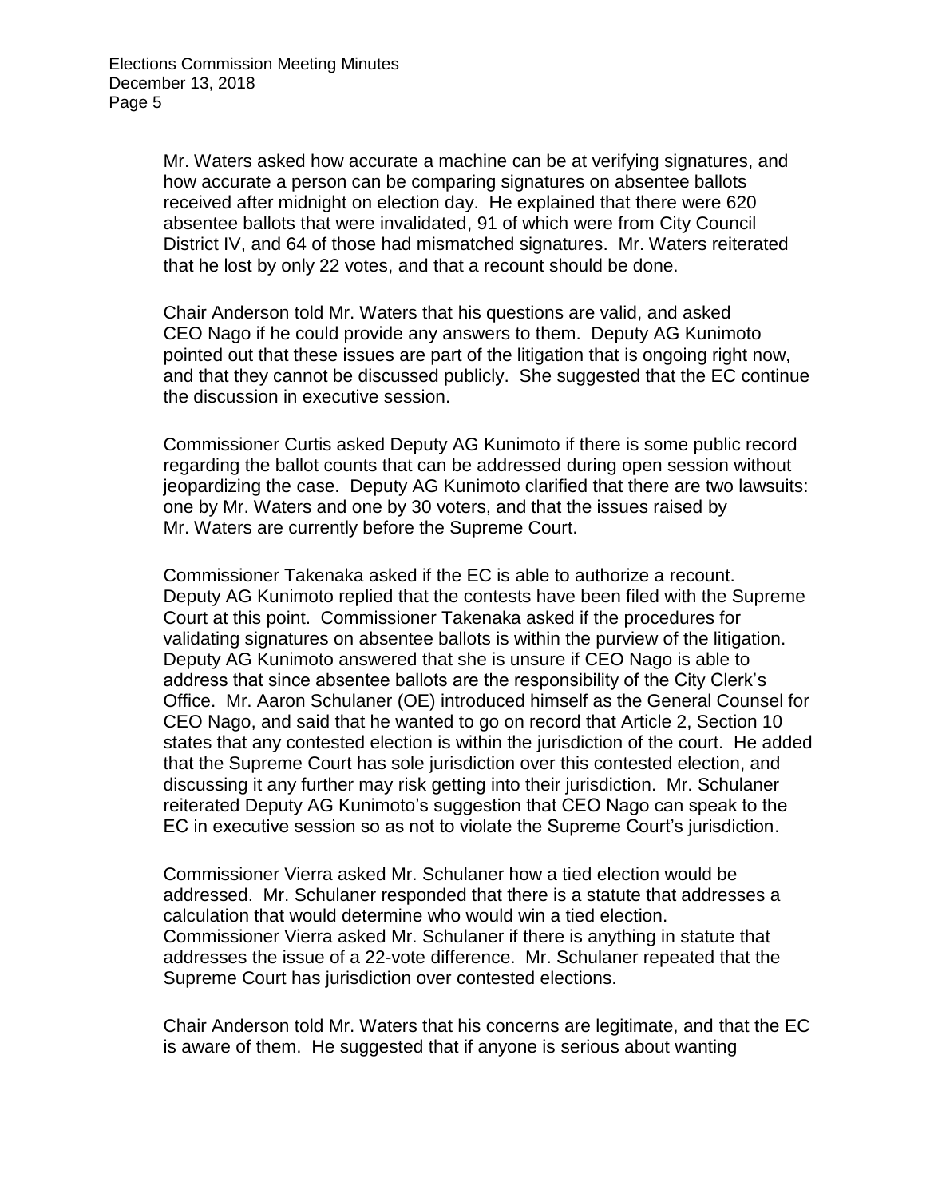Mr. Waters asked how accurate a machine can be at verifying signatures, and how accurate a person can be comparing signatures on absentee ballots received after midnight on election day. He explained that there were 620 absentee ballots that were invalidated, 91 of which were from City Council District IV, and 64 of those had mismatched signatures. Mr. Waters reiterated that he lost by only 22 votes, and that a recount should be done.

Chair Anderson told Mr. Waters that his questions are valid, and asked CEO Nago if he could provide any answers to them. Deputy AG Kunimoto pointed out that these issues are part of the litigation that is ongoing right now, and that they cannot be discussed publicly. She suggested that the EC continue the discussion in executive session.

Commissioner Curtis asked Deputy AG Kunimoto if there is some public record regarding the ballot counts that can be addressed during open session without jeopardizing the case. Deputy AG Kunimoto clarified that there are two lawsuits: one by Mr. Waters and one by 30 voters, and that the issues raised by Mr. Waters are currently before the Supreme Court.

Commissioner Takenaka asked if the EC is able to authorize a recount. Deputy AG Kunimoto replied that the contests have been filed with the Supreme Court at this point. Commissioner Takenaka asked if the procedures for validating signatures on absentee ballots is within the purview of the litigation. Deputy AG Kunimoto answered that she is unsure if CEO Nago is able to address that since absentee ballots are the responsibility of the City Clerk's Office. Mr. Aaron Schulaner (OE) introduced himself as the General Counsel for CEO Nago, and said that he wanted to go on record that Article 2, Section 10 states that any contested election is within the jurisdiction of the court. He added that the Supreme Court has sole jurisdiction over this contested election, and discussing it any further may risk getting into their jurisdiction. Mr. Schulaner reiterated Deputy AG Kunimoto's suggestion that CEO Nago can speak to the EC in executive session so as not to violate the Supreme Court's jurisdiction.

Commissioner Vierra asked Mr. Schulaner how a tied election would be addressed. Mr. Schulaner responded that there is a statute that addresses a calculation that would determine who would win a tied election. Commissioner Vierra asked Mr. Schulaner if there is anything in statute that addresses the issue of a 22-vote difference. Mr. Schulaner repeated that the Supreme Court has jurisdiction over contested elections.

Chair Anderson told Mr. Waters that his concerns are legitimate, and that the EC is aware of them. He suggested that if anyone is serious about wanting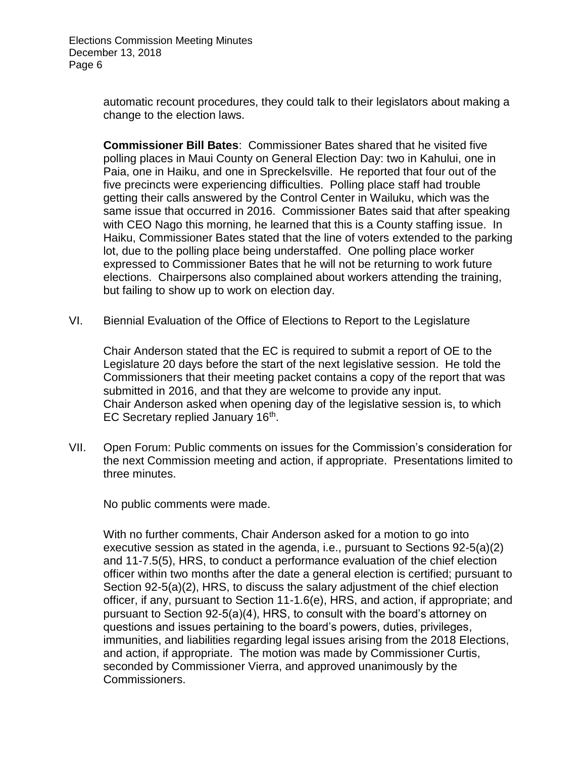automatic recount procedures, they could talk to their legislators about making a change to the election laws.

**Commissioner Bill Bates**: Commissioner Bates shared that he visited five polling places in Maui County on General Election Day: two in Kahului, one in Paia, one in Haiku, and one in Spreckelsville. He reported that four out of the five precincts were experiencing difficulties. Polling place staff had trouble getting their calls answered by the Control Center in Wailuku, which was the same issue that occurred in 2016. Commissioner Bates said that after speaking with CEO Nago this morning, he learned that this is a County staffing issue. In Haiku, Commissioner Bates stated that the line of voters extended to the parking lot, due to the polling place being understaffed. One polling place worker expressed to Commissioner Bates that he will not be returning to work future elections. Chairpersons also complained about workers attending the training, but failing to show up to work on election day.

VI. Biennial Evaluation of the Office of Elections to Report to the Legislature

Chair Anderson stated that the EC is required to submit a report of OE to the Legislature 20 days before the start of the next legislative session. He told the Commissioners that their meeting packet contains a copy of the report that was submitted in 2016, and that they are welcome to provide any input. Chair Anderson asked when opening day of the legislative session is, to which EC Secretary replied January 16th.

VII. Open Forum: Public comments on issues for the Commission's consideration for the next Commission meeting and action, if appropriate. Presentations limited to three minutes.

No public comments were made.

With no further comments, Chair Anderson asked for a motion to go into executive session as stated in the agenda, i.e., pursuant to Sections 92-5(a)(2) and 11-7.5(5), HRS, to conduct a performance evaluation of the chief election officer within two months after the date a general election is certified; pursuant to Section 92-5(a)(2), HRS, to discuss the salary adjustment of the chief election officer, if any, pursuant to Section 11-1.6(e), HRS, and action, if appropriate; and pursuant to Section 92-5(a)(4), HRS, to consult with the board's attorney on questions and issues pertaining to the board's powers, duties, privileges, immunities, and liabilities regarding legal issues arising from the 2018 Elections, and action, if appropriate. The motion was made by Commissioner Curtis, seconded by Commissioner Vierra, and approved unanimously by the Commissioners.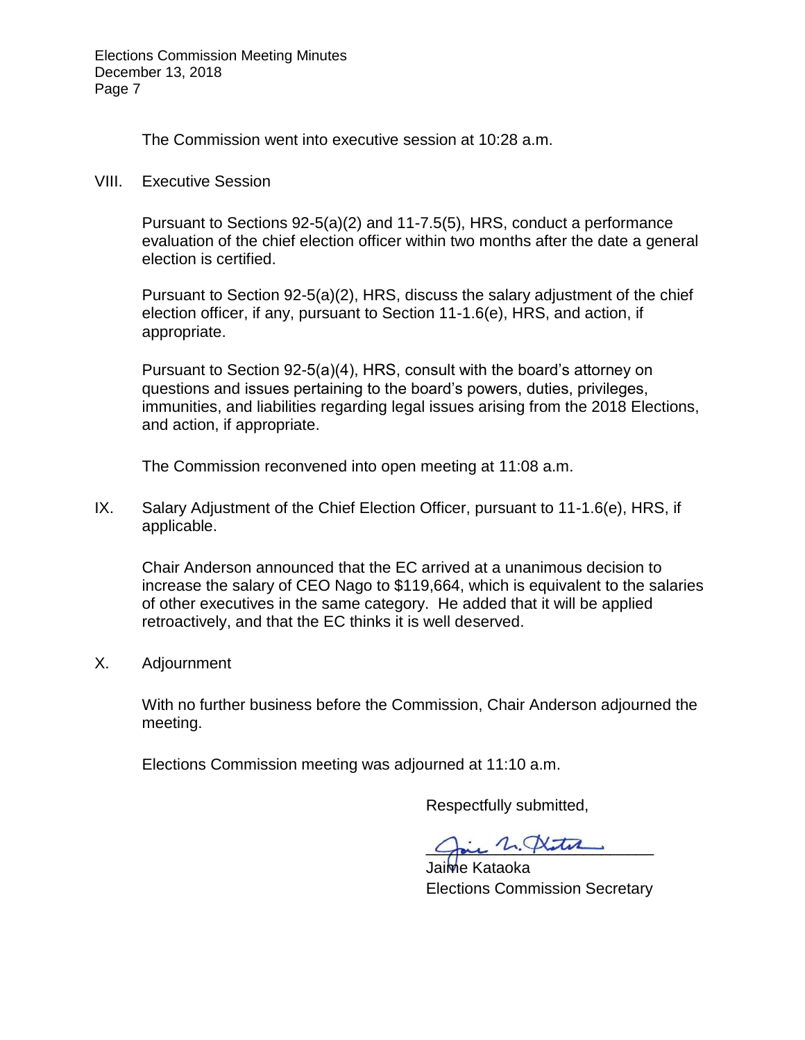The Commission went into executive session at 10:28 a.m.

VIII. Executive Session

Pursuant to Sections 92-5(a)(2) and 11-7.5(5), HRS, conduct a performance evaluation of the chief election officer within two months after the date a general election is certified.

Pursuant to Section 92-5(a)(2), HRS, discuss the salary adjustment of the chief election officer, if any, pursuant to Section 11-1.6(e), HRS, and action, if appropriate.

Pursuant to Section 92-5(a)(4), HRS, consult with the board's attorney on questions and issues pertaining to the board's powers, duties, privileges, immunities, and liabilities regarding legal issues arising from the 2018 Elections, and action, if appropriate.

The Commission reconvened into open meeting at 11:08 a.m.

IX. Salary Adjustment of the Chief Election Officer, pursuant to 11-1.6(e), HRS, if applicable.

Chair Anderson announced that the EC arrived at a unanimous decision to increase the salary of CEO Nago to $119,664, which is equivalent to the salaries of other executives in the same category. He added that it will be applied retroactively, and that the EC thinks it is well deserved.

X. Adjournment

With no further business before the Commission, Chair Anderson adjourned the meeting.

Elections Commission meeting was adjourned at 11:10 a.m.

Respectfully submitted,

Jaime Kataoka
Elections Commission Secretary